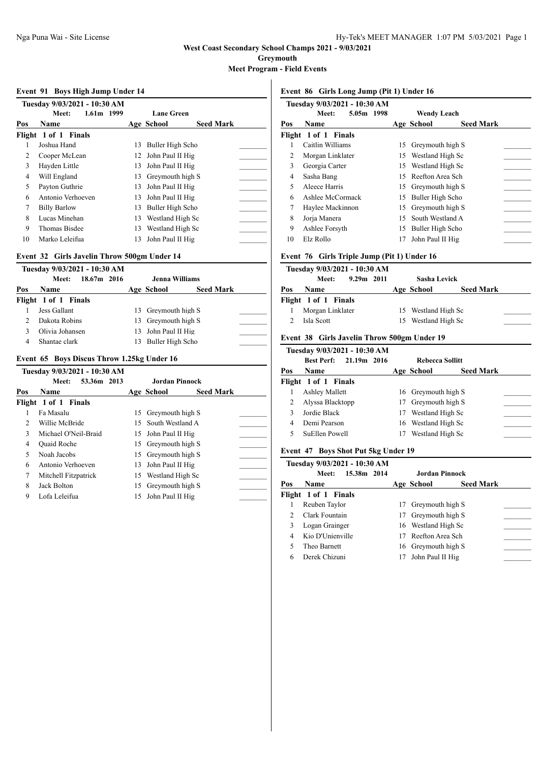# West Coast Secondary School Champs 2021 - 9/03/2021

**Greymouth**

**Meet Program - Field Events**

## Event 91 Boys High Jump Under 14

**Tuesday 9/03/2021 - 10:30 AM**

**Meet: 1.61m 1999 Lane Green**

| Pos | Name | Age | School | Seed Mark |
|---|---|---|---|---|
| **Flight 1 of 1 Finals** | | | | |
| 1 | Joshua Hand | 13 | Buller High Scho | ________ |
| 2 | Cooper McLean | 12 | John Paul II Hig | ________ |
| 3 | Hayden Little | 13 | John Paul II Hig | ________ |
| 4 | Will England | 13 | Greymouth high S | ________ |
| 5 | Payton Guthrie | 13 | John Paul II Hig | ________ |
| 6 | Antonio Verhoeven | 13 | John Paul II Hig | ________ |
| 7 | Billy Barlow | 13 | Buller High Scho | ________ |
| 8 | Lucas Minehan | 13 | Westland High Sc | ________ |
| 9 | Thomas Bisdee | 13 | Westland High Sc | ________ |
| 10 | Marko Leleifua | 13 | John Paul II Hig | ________ |

## Event 32 Girls Javelin Throw 500gm Under 14

**Tuesday 9/03/2021 - 10:30 AM**

**Meet: 18.67m 2016 Jenna Williams**

| Pos | Name | Age | School | Seed Mark |
|---|---|---|---|---|
| **Flight 1 of 1 Finals** | | | | |
| 1 | Jess Gallant | 13 | Greymouth high S | ________ |
| 2 | Dakota Robins | 13 | Greymouth high S | ________ |
| 3 | Olivia Johansen | 13 | John Paul II Hig | ________ |
| 4 | Shantae clark | 13 | Buller High Scho | ________ |

## Event 65 Boys Discus Throw 1.25kg Under 16

**Tuesday 9/03/2021 - 10:30 AM**

**Meet: 53.36m 2013 Jordan Pinnock**

| Pos | Name | Age | School | Seed Mark |
|---|---|---|---|---|
| **Flight 1 of 1 Finals** | | | | |
| 1 | Fa Masalu | 15 | Greymouth high S | ________ |
| 2 | Willie McBride | 15 | South Westland A | ________ |
| 3 | Michael O'Neil-Braid | 15 | John Paul II Hig | ________ |
| 4 | Quaid Roche | 15 | Greymouth high S | ________ |
| 5 | Noah Jacobs | 15 | Greymouth high S | ________ |
| 6 | Antonio Verhoeven | 13 | John Paul II Hig | ________ |
| 7 | Mitchell Fitzpatrick | 15 | Westland High Sc | ________ |
| 8 | Jack Bolton | 15 | Greymouth high S | ________ |
| 9 | Lofa Leleifua | 15 | John Paul II Hig | ________ |

## Event 86 Girls Long Jump (Pit 1) Under 16

**Tuesday 9/03/2021 - 10:30 AM**

**Meet: 5.05m 1998 Wendy Leach**

| Pos | Name | Age | School | Seed Mark |
|---|---|---|---|---|
| **Flight 1 of 1 Finals** | | | | |
| 1 | Caitlin Williams | 15 | Greymouth high S | ________ |
| 2 | Morgan Linklater | 15 | Westland High Sc | ________ |
| 3 | Georgia Carter | 15 | Westland High Sc | ________ |
| 4 | Sasha Bang | 15 | Reefton Area Sch | ________ |
| 5 | Aleece Harris | 15 | Greymouth high S | ________ |
| 6 | Ashlee McCormack | 15 | Buller High Scho | ________ |
| 7 | Haylee Mackinnon | 15 | Greymouth high S | ________ |
| 8 | Jorja Manera | 15 | South Westland A | ________ |
| 9 | Ashlee Forsyth | 15 | Buller High Scho | ________ |
| 10 | Elz Rollo | 17 | John Paul II Hig | ________ |

## Event 76 Girls Triple Jump (Pit 1) Under 16

**Tuesday 9/03/2021 - 10:30 AM**

**Meet: 9.29m 2011 Sasha Levick**

| Pos | Name | Age | School | Seed Mark |
|---|---|---|---|---|
| **Flight 1 of 1 Finals** | | | | |
| 1 | Morgan Linklater | 15 | Westland High Sc | ________ |
| 2 | Isla Scott | 15 | Westland High Sc | ________ |

## Event 38 Girls Javelin Throw 500gm Under 19

**Tuesday 9/03/2021 - 10:30 AM**

**Best Perf: 21.19m 2016 Rebecca Sollitt**

| Pos | Name | Age | School | Seed Mark |
|---|---|---|---|---|
| **Flight 1 of 1 Finals** | | | | |
| 1 | Ashley Mallett | 16 | Greymouth high S | ________ |
| 2 | Alyssa Blacktopp | 17 | Greymouth high S | ________ |
| 3 | Jordie Black | 17 | Westland High Sc | ________ |
| 4 | Demi Pearson | 16 | Westland High Sc | ________ |
| 5 | SuEllen Powell | 17 | Westland High Sc | ________ |

## Event 47 Boys Shot Put 5kg Under 19

**Tuesday 9/03/2021 - 10:30 AM**

**Meet: 15.38m 2014 Jordan Pinnock**

| Pos | Name | Age | School | Seed Mark |
|---|---|---|---|---|
| **Flight 1 of 1 Finals** | | | | |
| 1 | Reuben Taylor | 17 | Greymouth high S | ________ |
| 2 | Clark Fountain | 17 | Greymouth high S | ________ |
| 3 | Logan Grainger | 16 | Westland High Sc | ________ |
| 4 | Kio D'Unienville | 17 | Reefton Area Sch | ________ |
| 5 | Theo Barnett | 16 | Greymouth high S | ________ |
| 6 | Derek Chizuni | 17 | John Paul II Hig | ________ |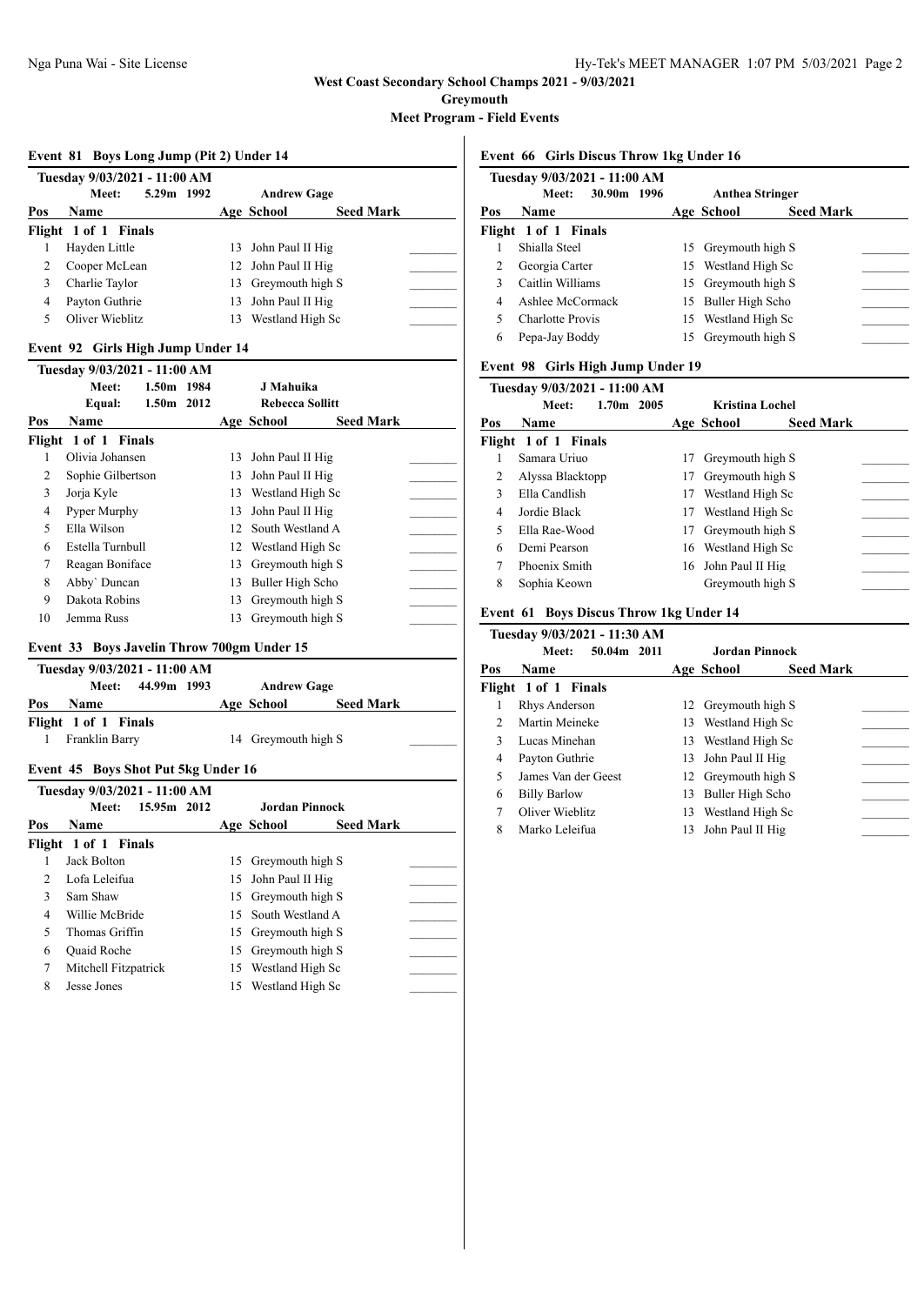West Coast Secondary School Champs 2021 - 9/03/2021

Greymouth

Meet Program - Field Events

### Event 81 Boys Long Jump (Pit 2) Under 14

Tuesday 9/03/2021 - 11:00 AM

Meet: 5.29m 1992 Andrew Gage

| Pos | Name | Age | School | Seed Mark |
|---|---|---|---|---|
| Flight 1 of 1 Finals | | | | |
| 1 | Hayden Little | 13 | John Paul II Hig | |
| 2 | Cooper McLean | 12 | John Paul II Hig | |
| 3 | Charlie Taylor | 13 | Greymouth high S | |
| 4 | Payton Guthrie | 13 | John Paul II Hig | |
| 5 | Oliver Wieblitz | 13 | Westland High Sc | |

### Event 92 Girls High Jump Under 14

Tuesday 9/03/2021 - 11:00 AM

Meet: 1.50m 1984 J Mahuika

Equal: 1.50m 2012 Rebecca Sollitt

| Pos | Name | Age | School | Seed Mark |
|---|---|---|---|---|
| Flight 1 of 1 Finals | | | | |
| 1 | Olivia Johansen | 13 | John Paul II Hig | |
| 2 | Sophie Gilbertson | 13 | John Paul II Hig | |
| 3 | Jorja Kyle | 13 | Westland High Sc | |
| 4 | Pyper Murphy | 13 | John Paul II Hig | |
| 5 | Ella Wilson | 12 | South Westland A | |
| 6 | Estella Turnbull | 12 | Westland High Sc | |
| 7 | Reagan Boniface | 13 | Greymouth high S | |
| 8 | Abby` Duncan | 13 | Buller High Scho | |
| 9 | Dakota Robins | 13 | Greymouth high S | |
| 10 | Jemma Russ | 13 | Greymouth high S | |

### Event 33 Boys Javelin Throw 700gm Under 15

Tuesday 9/03/2021 - 11:00 AM

Meet: 44.99m 1993 Andrew Gage

| Pos | Name | Age | School | Seed Mark |
|---|---|---|---|---|
| Flight 1 of 1 Finals | | | | |
| 1 | Franklin Barry | 14 | Greymouth high S | |

### Event 45 Boys Shot Put 5kg Under 16

Tuesday 9/03/2021 - 11:00 AM

Meet: 15.95m 2012 Jordan Pinnock

| Pos | Name | Age | School | Seed Mark |
|---|---|---|---|---|
| Flight 1 of 1 Finals | | | | |
| 1 | Jack Bolton | 15 | Greymouth high S | |
| 2 | Lofa Leleifua | 15 | John Paul II Hig | |
| 3 | Sam Shaw | 15 | Greymouth high S | |
| 4 | Willie McBride | 15 | South Westland A | |
| 5 | Thomas Griffin | 15 | Greymouth high S | |
| 6 | Quaid Roche | 15 | Greymouth high S | |
| 7 | Mitchell Fitzpatrick | 15 | Westland High Sc | |
| 8 | Jesse Jones | 15 | Westland High Sc | |

### Event 66 Girls Discus Throw 1kg Under 16

Tuesday 9/03/2021 - 11:00 AM

Meet: 30.90m 1996 Anthea Stringer

| Pos | Name | Age | School | Seed Mark |
|---|---|---|---|---|
| Flight 1 of 1 Finals | | | | |
| 1 | Shialla Steel | 15 | Greymouth high S | |
| 2 | Georgia Carter | 15 | Westland High Sc | |
| 3 | Caitlin Williams | 15 | Greymouth high S | |
| 4 | Ashlee McCormack | 15 | Buller High Scho | |
| 5 | Charlotte Provis | 15 | Westland High Sc | |
| 6 | Pepa-Jay Boddy | 15 | Greymouth high S | |

### Event 98 Girls High Jump Under 19

Tuesday 9/03/2021 - 11:00 AM

Meet: 1.70m 2005 Kristina Lochel

| Pos | Name | Age | School | Seed Mark |
|---|---|---|---|---|
| Flight 1 of 1 Finals | | | | |
| 1 | Samara Uriuo | 17 | Greymouth high S | |
| 2 | Alyssa Blacktopp | 17 | Greymouth high S | |
| 3 | Ella Candlish | 17 | Westland High Sc | |
| 4 | Jordie Black | 17 | Westland High Sc | |
| 5 | Ella Rae-Wood | 17 | Greymouth high S | |
| 6 | Demi Pearson | 16 | Westland High Sc | |
| 7 | Phoenix Smith | 16 | John Paul II Hig | |
| 8 | Sophia Keown | | Greymouth high S | |

### Event 61 Boys Discus Throw 1kg Under 14

Tuesday 9/03/2021 - 11:30 AM

Meet: 50.04m 2011 Jordan Pinnock

| Pos | Name | Age | School | Seed Mark |
|---|---|---|---|---|
| Flight 1 of 1 Finals | | | | |
| 1 | Rhys Anderson | 12 | Greymouth high S | |
| 2 | Martin Meineke | 13 | Westland High Sc | |
| 3 | Lucas Minehan | 13 | Westland High Sc | |
| 4 | Payton Guthrie | 13 | John Paul II Hig | |
| 5 | James Van der Geest | 12 | Greymouth high S | |
| 6 | Billy Barlow | 13 | Buller High Scho | |
| 7 | Oliver Wieblitz | 13 | Westland High Sc | |
| 8 | Marko Leleifua | 13 | John Paul II Hig | |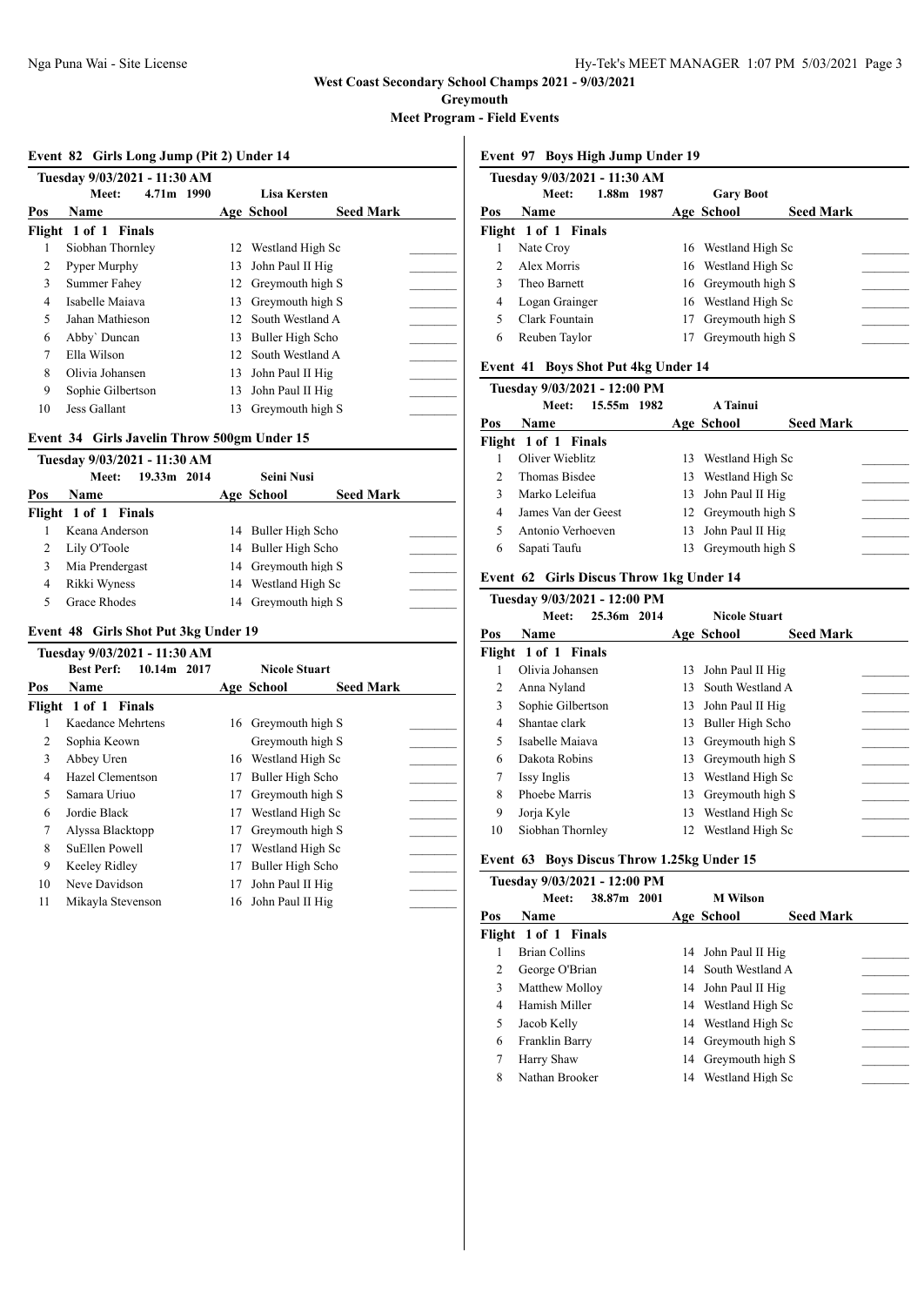West Coast Secondary School Champs 2021 - 9/03/2021

Greymouth

Meet Program - Field Events

## Event 82 Girls Long Jump (Pit 2) Under 14

Tuesday 9/03/2021 - 11:30 AM

Meet: 4.71m 1990 Lisa Kersten

| Pos | Name | Age | School | Seed Mark |
|---|---|---|---|---|
| **Flight 1 of 1 Finals** | | | | |
| 1 | Siobhan Thornley | 12 | Westland High Sc | |
| 2 | Pyper Murphy | 13 | John Paul II Hig | |
| 3 | Summer Fahey | 12 | Greymouth high S | |
| 4 | Isabelle Maiava | 13 | Greymouth high S | |
| 5 | Jahan Mathieson | 12 | South Westland A | |
| 6 | Abby` Duncan | 13 | Buller High Scho | |
| 7 | Ella Wilson | 12 | South Westland A | |
| 8 | Olivia Johansen | 13 | John Paul II Hig | |
| 9 | Sophie Gilbertson | 13 | John Paul II Hig | |
| 10 | Jess Gallant | 13 | Greymouth high S | |

## Event 34 Girls Javelin Throw 500gm Under 15

Tuesday 9/03/2021 - 11:30 AM

Meet: 19.33m 2014 Seini Nusi

| Pos | Name | Age | School | Seed Mark |
|---|---|---|---|---|
| **Flight 1 of 1 Finals** | | | | |
| 1 | Keana Anderson | 14 | Buller High Scho | |
| 2 | Lily O'Toole | 14 | Buller High Scho | |
| 3 | Mia Prendergast | 14 | Greymouth high S | |
| 4 | Rikki Wyness | 14 | Westland High Sc | |
| 5 | Grace Rhodes | 14 | Greymouth high S | |

## Event 48 Girls Shot Put 3kg Under 19

Tuesday 9/03/2021 - 11:30 AM

Best Perf: 10.14m 2017 Nicole Stuart

| Pos | Name | Age | School | Seed Mark |
|---|---|---|---|---|
| **Flight 1 of 1 Finals** | | | | |
| 1 | Kaedance Mehrtens | 16 | Greymouth high S | |
| 2 | Sophia Keown | | Greymouth high S | |
| 3 | Abbey Uren | 16 | Westland High Sc | |
| 4 | Hazel Clementson | 17 | Buller High Scho | |
| 5 | Samara Uriuo | 17 | Greymouth high S | |
| 6 | Jordie Black | 17 | Westland High Sc | |
| 7 | Alyssa Blacktopp | 17 | Greymouth high S | |
| 8 | SuEllen Powell | 17 | Westland High Sc | |
| 9 | Keeley Ridley | 17 | Buller High Scho | |
| 10 | Neve Davidson | 17 | John Paul II Hig | |
| 11 | Mikayla Stevenson | 16 | John Paul II Hig | |

## Event 97 Boys High Jump Under 19

Tuesday 9/03/2021 - 11:30 AM

Meet: 1.88m 1987 Gary Boot

| Pos | Name | Age | School | Seed Mark |
|---|---|---|---|---|
| **Flight 1 of 1 Finals** | | | | |
| 1 | Nate Croy | 16 | Westland High Sc | |
| 2 | Alex Morris | 16 | Westland High Sc | |
| 3 | Theo Barnett | 16 | Greymouth high S | |
| 4 | Logan Grainger | 16 | Westland High Sc | |
| 5 | Clark Fountain | 17 | Greymouth high S | |
| 6 | Reuben Taylor | 17 | Greymouth high S | |

## Event 41 Boys Shot Put 4kg Under 14

Tuesday 9/03/2021 - 12:00 PM

Meet: 15.55m 1982 A Tainui

| Pos | Name | Age | School | Seed Mark |
|---|---|---|---|---|
| **Flight 1 of 1 Finals** | | | | |
| 1 | Oliver Wieblitz | 13 | Westland High Sc | |
| 2 | Thomas Bisdee | 13 | Westland High Sc | |
| 3 | Marko Leleifua | 13 | John Paul II Hig | |
| 4 | James Van der Geest | 12 | Greymouth high S | |
| 5 | Antonio Verhoeven | 13 | John Paul II Hig | |
| 6 | Sapati Taufu | 13 | Greymouth high S | |

## Event 62 Girls Discus Throw 1kg Under 14

Tuesday 9/03/2021 - 12:00 PM

Meet: 25.36m 2014 Nicole Stuart

| Pos | Name | Age | School | Seed Mark |
|---|---|---|---|---|
| **Flight 1 of 1 Finals** | | | | |
| 1 | Olivia Johansen | 13 | John Paul II Hig | |
| 2 | Anna Nyland | 13 | South Westland A | |
| 3 | Sophie Gilbertson | 13 | John Paul II Hig | |
| 4 | Shantae clark | 13 | Buller High Scho | |
| 5 | Isabelle Maiava | 13 | Greymouth high S | |
| 6 | Dakota Robins | 13 | Greymouth high S | |
| 7 | Issy Inglis | 13 | Westland High Sc | |
| 8 | Phoebe Marris | 13 | Greymouth high S | |
| 9 | Jorja Kyle | 13 | Westland High Sc | |
| 10 | Siobhan Thornley | 12 | Westland High Sc | |

## Event 63 Boys Discus Throw 1.25kg Under 15

Tuesday 9/03/2021 - 12:00 PM

Meet: 38.87m 2001 M Wilson

| Pos | Name | Age | School | Seed Mark |
|---|---|---|---|---|
| **Flight 1 of 1 Finals** | | | | |
| 1 | Brian Collins | 14 | John Paul II Hig | |
| 2 | George O'Brian | 14 | South Westland A | |
| 3 | Matthew Molloy | 14 | John Paul II Hig | |
| 4 | Hamish Miller | 14 | Westland High Sc | |
| 5 | Jacob Kelly | 14 | Westland High Sc | |
| 6 | Franklin Barry | 14 | Greymouth high S | |
| 7 | Harry Shaw | 14 | Greymouth high S | |
| 8 | Nathan Brooker | 14 | Westland High Sc | |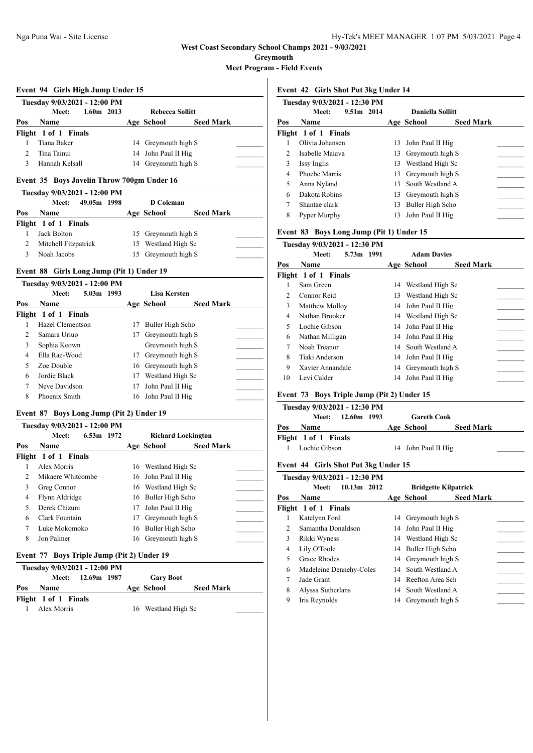**West Coast Secondary School Champs 2021 - 9/03/2021**

**Greymouth**

**Meet Program - Field Events**

### Event 94 Girls High Jump Under 15

Tuesday 9/03/2021 - 12:00 PM

Meet: 1.60m 2013 Rebecca Sollitt

| Pos | Name | Age | School | Seed Mark |
|---|---|---|---|---|
| **Flight 1 of 1 Finals** | | | | |
| 1 | Tiana Baker | 14 | Greymouth high S | _______ |
| 2 | Tina Tainui | 14 | John Paul II Hig | _______ |
| 3 | Hannah Kelsall | 14 | Greymouth high S | _______ |

### Event 35 Boys Javelin Throw 700gm Under 16

Tuesday 9/03/2021 - 12:00 PM

Meet: 49.05m 1998 D Coleman

| Pos | Name | Age | School | Seed Mark |
|---|---|---|---|---|
| **Flight 1 of 1 Finals** | | | | |
| 1 | Jack Bolton | 15 | Greymouth high S | _______ |
| 2 | Mitchell Fitzpatrick | 15 | Westland High Sc | _______ |
| 3 | Noah Jacobs | 15 | Greymouth high S | _______ |

### Event 88 Girls Long Jump (Pit 1) Under 19

Tuesday 9/03/2021 - 12:00 PM

Meet: 5.03m 1993 Lisa Kersten

| Pos | Name | Age | School | Seed Mark |
|---|---|---|---|---|
| **Flight 1 of 1 Finals** | | | | |
| 1 | Hazel Clementson | 17 | Buller High Scho | _______ |
| 2 | Samara Uriuo | 17 | Greymouth high S | _______ |
| 3 | Sophia Keown | | Greymouth high S | _______ |
| 4 | Ella Rae-Wood | 17 | Greymouth high S | _______ |
| 5 | Zoe Double | 16 | Greymouth high S | _______ |
| 6 | Jordie Black | 17 | Westland High Sc | _______ |
| 7 | Neve Davidson | 17 | John Paul II Hig | _______ |
| 8 | Phoenix Smith | 16 | John Paul II Hig | _______ |

### Event 87 Boys Long Jump (Pit 2) Under 19

Tuesday 9/03/2021 - 12:00 PM

Meet: 6.53m 1972 Richard Lockington

| Pos | Name | Age | School | Seed Mark |
|---|---|---|---|---|
| **Flight 1 of 1 Finals** | | | | |
| 1 | Alex Morris | 16 | Westland High Sc | _______ |
| 2 | Mikaere Whitcombe | 16 | John Paul II Hig | _______ |
| 3 | Greg Connor | 16 | Westland High Sc | _______ |
| 4 | Flynn Aldridge | 16 | Buller High Scho | _______ |
| 5 | Derek Chizuni | 17 | John Paul II Hig | _______ |
| 6 | Clark Fountain | 17 | Greymouth high S | _______ |
| 7 | Luke Mokomoko | 16 | Buller High Scho | _______ |
| 8 | Jon Palmer | 16 | Greymouth high S | _______ |

### Event 77 Boys Triple Jump (Pit 2) Under 19

Tuesday 9/03/2021 - 12:00 PM

Meet: 12.69m 1987 Gary Boot

| Pos | Name | Age | School | Seed Mark |
|---|---|---|---|---|
| **Flight 1 of 1 Finals** | | | | |
| 1 | Alex Morris | 16 | Westland High Sc | _______ |

### Event 42 Girls Shot Put 3kg Under 14

Tuesday 9/03/2021 - 12:30 PM

Meet: 9.51m 2014 Daniella Sollitt

| Pos | Name | Age | School | Seed Mark |
|---|---|---|---|---|
| **Flight 1 of 1 Finals** | | | | |
| 1 | Olivia Johansen | 13 | John Paul II Hig | _______ |
| 2 | Isabelle Maiava | 13 | Greymouth high S | _______ |
| 3 | Issy Inglis | 13 | Westland High Sc | _______ |
| 4 | Phoebe Marris | 13 | Greymouth high S | _______ |
| 5 | Anna Nyland | 13 | South Westland A | _______ |
| 6 | Dakota Robins | 13 | Greymouth high S | _______ |
| 7 | Shantae clark | 13 | Buller High Scho | _______ |
| 8 | Pyper Murphy | 13 | John Paul II Hig | _______ |

### Event 83 Boys Long Jump (Pit 1) Under 15

Tuesday 9/03/2021 - 12:30 PM

Meet: 5.73m 1991 Adam Davies

| Pos | Name | Age | School | Seed Mark |
|---|---|---|---|---|
| **Flight 1 of 1 Finals** | | | | |
| 1 | Sam Green | 14 | Westland High Sc | _______ |
| 2 | Connor Reid | 13 | Westland High Sc | _______ |
| 3 | Matthew Molloy | 14 | John Paul II Hig | _______ |
| 4 | Nathan Brooker | 14 | Westland High Sc | _______ |
| 5 | Lochie Gibson | 14 | John Paul II Hig | _______ |
| 6 | Nathan Milligan | 14 | John Paul II Hig | _______ |
| 7 | Noah Treanor | 14 | South Westland A | _______ |
| 8 | Tiaki Anderson | 14 | John Paul II Hig | _______ |
| 9 | Xavier Annandale | 14 | Greymouth high S | _______ |
| 10 | Levi Calder | 14 | John Paul II Hig | _______ |

### Event 73 Boys Triple Jump (Pit 2) Under 15

Tuesday 9/03/2021 - 12:30 PM

Meet: 12.60m 1993 Gareth Cook

| Pos | Name | Age | School | Seed Mark |
|---|---|---|---|---|
| **Flight 1 of 1 Finals** | | | | |
| 1 | Lochie Gibson | 14 | John Paul II Hig | _______ |

### Event 44 Girls Shot Put 3kg Under 15

Tuesday 9/03/2021 - 12:30 PM

Meet: 10.13m 2012 Bridgette Kilpatrick

| Pos | Name | Age | School | Seed Mark |
|---|---|---|---|---|
| **Flight 1 of 1 Finals** | | | | |
| 1 | Katelynn Ford | 14 | Greymouth high S | _______ |
| 2 | Samantha Donaldson | 14 | John Paul II Hig | _______ |
| 3 | Rikki Wyness | 14 | Westland High Sc | _______ |
| 4 | Lily O'Toole | 14 | Buller High Scho | _______ |
| 5 | Grace Rhodes | 14 | Greymouth high S | _______ |
| 6 | Madeleine Dennehy-Coles | 14 | South Westland A | _______ |
| 7 | Jade Grant | 14 | Reefton Area Sch | _______ |
| 8 | Alyssa Sutherlans | 14 | South Westland A | _______ |
| 9 | Iris Reynolds | 14 | Greymouth high S | _______ |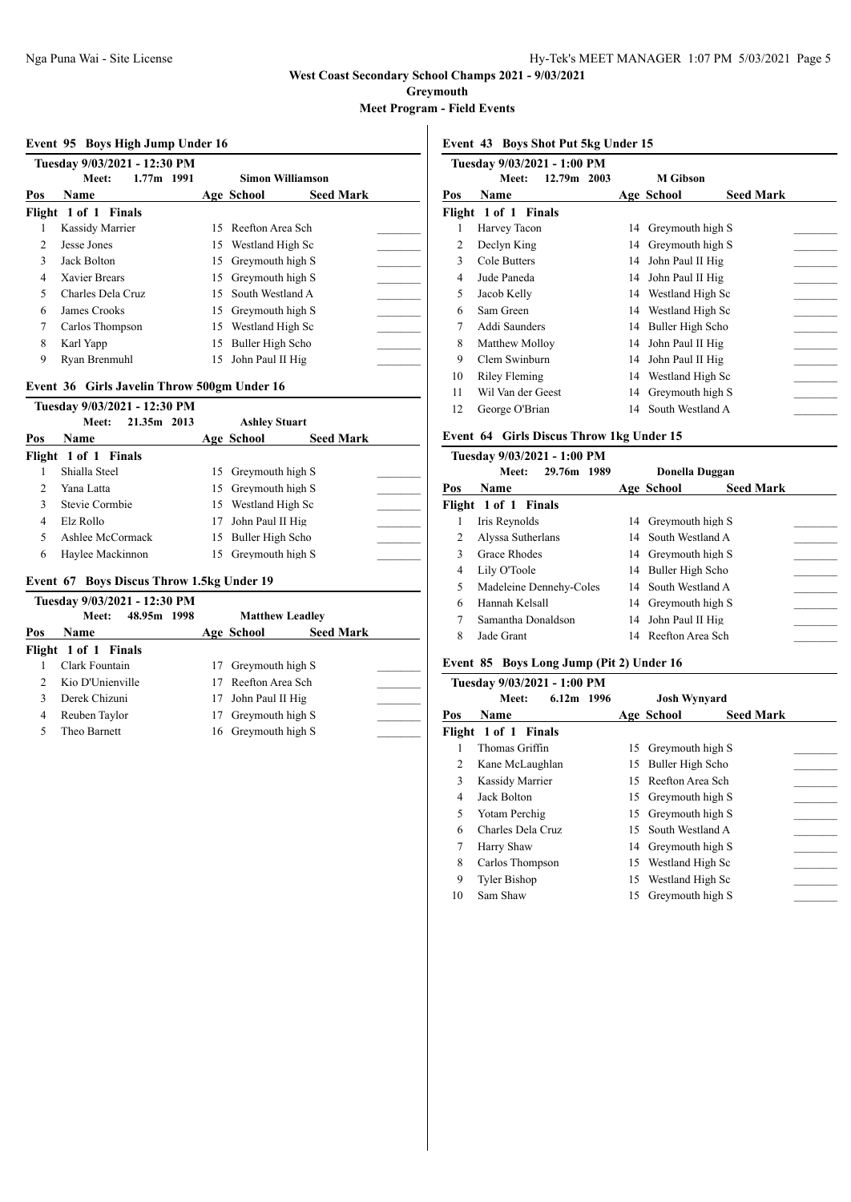West Coast Secondary School Champs 2021 - 9/03/2021

Greymouth

Meet Program - Field Events

## Event 95 Boys High Jump Under 16

Tuesday 9/03/2021 - 12:30 PM

Meet: 1.77m 1991 Simon Williamson

| Pos | Name | Age | School | Seed Mark |
|---|---|---|---|---|
| **Flight 1 of 1 Finals** | | | | |
| 1 | Kassidy Marrier | 15 | Reefton Area Sch | ________ |
| 2 | Jesse Jones | 15 | Westland High Sc | ________ |
| 3 | Jack Bolton | 15 | Greymouth high S | ________ |
| 4 | Xavier Brears | 15 | Greymouth high S | ________ |
| 5 | Charles Dela Cruz | 15 | South Westland A | ________ |
| 6 | James Crooks | 15 | Greymouth high S | ________ |
| 7 | Carlos Thompson | 15 | Westland High Sc | ________ |
| 8 | Karl Yapp | 15 | Buller High Scho | ________ |
| 9 | Ryan Brenmuhl | 15 | John Paul II Hig | ________ |

## Event 36 Girls Javelin Throw 500gm Under 16

Tuesday 9/03/2021 - 12:30 PM

Meet: 21.35m 2013 Ashley Stuart

| Pos | Name | Age | School | Seed Mark |
|---|---|---|---|---|
| **Flight 1 of 1 Finals** | | | | |
| 1 | Shialla Steel | 15 | Greymouth high S | ________ |
| 2 | Yana Latta | 15 | Greymouth high S | ________ |
| 3 | Stevie Cormbie | 15 | Westland High Sc | ________ |
| 4 | Elz Rollo | 17 | John Paul II Hig | ________ |
| 5 | Ashlee McCormack | 15 | Buller High Scho | ________ |
| 6 | Haylee Mackinnon | 15 | Greymouth high S | ________ |

## Event 67 Boys Discus Throw 1.5kg Under 19

Tuesday 9/03/2021 - 12:30 PM

Meet: 48.95m 1998 Matthew Leadley

| Pos | Name | Age | School | Seed Mark |
|---|---|---|---|---|
| **Flight 1 of 1 Finals** | | | | |
| 1 | Clark Fountain | 17 | Greymouth high S | ________ |
| 2 | Kio D'Unienville | 17 | Reefton Area Sch | ________ |
| 3 | Derek Chizuni | 17 | John Paul II Hig | ________ |
| 4 | Reuben Taylor | 17 | Greymouth high S | ________ |
| 5 | Theo Barnett | 16 | Greymouth high S | ________ |

## Event 43 Boys Shot Put 5kg Under 15

Tuesday 9/03/2021 - 1:00 PM

Meet: 12.79m 2003 M Gibson

| Pos | Name | Age | School | Seed Mark |
|---|---|---|---|---|
| **Flight 1 of 1 Finals** | | | | |
| 1 | Harvey Tacon | 14 | Greymouth high S | ________ |
| 2 | Declyn King | 14 | Greymouth high S | ________ |
| 3 | Cole Butters | 14 | John Paul II Hig | ________ |
| 4 | Jude Paneda | 14 | John Paul II Hig | ________ |
| 5 | Jacob Kelly | 14 | Westland High Sc | ________ |
| 6 | Sam Green | 14 | Westland High Sc | ________ |
| 7 | Addi Saunders | 14 | Buller High Scho | ________ |
| 8 | Matthew Molloy | 14 | John Paul II Hig | ________ |
| 9 | Clem Swinburn | 14 | John Paul II Hig | ________ |
| 10 | Riley Fleming | 14 | Westland High Sc | ________ |
| 11 | Wil Van der Geest | 14 | Greymouth high S | ________ |
| 12 | George O'Brian | 14 | South Westland A | ________ |

## Event 64 Girls Discus Throw 1kg Under 15

Tuesday 9/03/2021 - 1:00 PM

Meet: 29.76m 1989 Donella Duggan

| Pos | Name | Age | School | Seed Mark |
|---|---|---|---|---|
| **Flight 1 of 1 Finals** | | | | |
| 1 | Iris Reynolds | 14 | Greymouth high S | ________ |
| 2 | Alyssa Sutherlans | 14 | South Westland A | ________ |
| 3 | Grace Rhodes | 14 | Greymouth high S | ________ |
| 4 | Lily O'Toole | 14 | Buller High Scho | ________ |
| 5 | Madeleine Dennehy-Coles | 14 | South Westland A | ________ |
| 6 | Hannah Kelsall | 14 | Greymouth high S | ________ |
| 7 | Samantha Donaldson | 14 | John Paul II Hig | ________ |
| 8 | Jade Grant | 14 | Reefton Area Sch | ________ |

## Event 85 Boys Long Jump (Pit 2) Under 16

Tuesday 9/03/2021 - 1:00 PM

Meet: 6.12m 1996 Josh Wynyard

| Pos | Name | Age | School | Seed Mark |
|---|---|---|---|---|
| **Flight 1 of 1 Finals** | | | | |
| 1 | Thomas Griffin | 15 | Greymouth high S | ________ |
| 2 | Kane McLaughlan | 15 | Buller High Scho | ________ |
| 3 | Kassidy Marrier | 15 | Reefton Area Sch | ________ |
| 4 | Jack Bolton | 15 | Greymouth high S | ________ |
| 5 | Yotam Perchig | 15 | Greymouth high S | ________ |
| 6 | Charles Dela Cruz | 15 | South Westland A | ________ |
| 7 | Harry Shaw | 14 | Greymouth high S | ________ |
| 8 | Carlos Thompson | 15 | Westland High Sc | ________ |
| 9 | Tyler Bishop | 15 | Westland High Sc | ________ |
| 10 | Sam Shaw | 15 | Greymouth high S | ________ |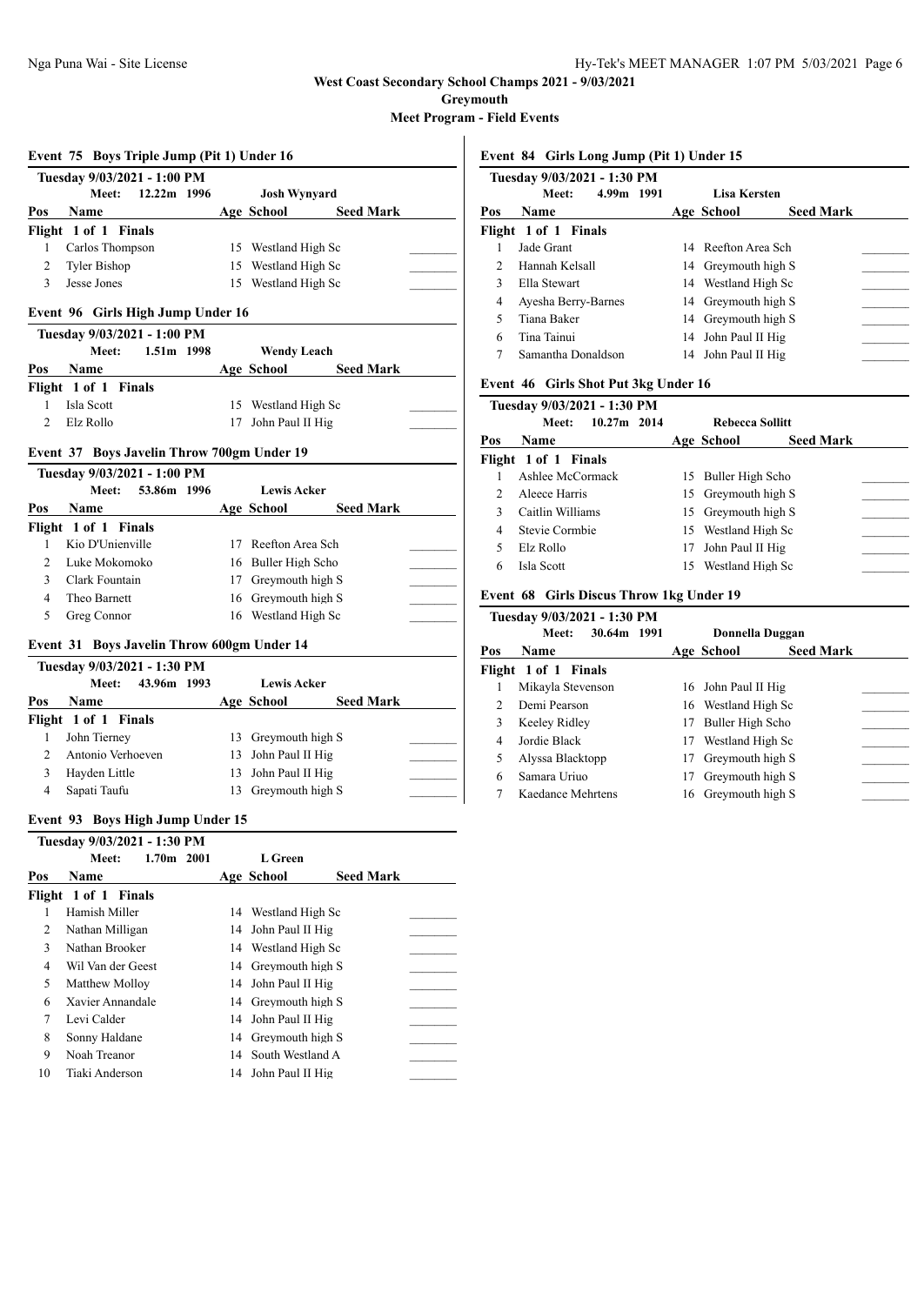**West Coast Secondary School Champs 2021 - 9/03/2021**

**Greymouth**

**Meet Program - Field Events**

## Event 75 Boys Triple Jump (Pit 1) Under 16

**Tuesday 9/03/2021 - 1:00 PM**

Meet: 12.22m 1996 Josh Wynyard

| Pos | Name | Age | School | Seed Mark | |
|---|---|---|---|---|---|
| **Flight 1 of 1 Finals** | | | | | |
| 1 | Carlos Thompson | 15 | Westland High Sc | | ________ |
| 2 | Tyler Bishop | 15 | Westland High Sc | | ________ |
| 3 | Jesse Jones | 15 | Westland High Sc | | ________ |

## Event 96 Girls High Jump Under 16

**Tuesday 9/03/2021 - 1:00 PM**

Meet: 1.51m 1998 Wendy Leach

| Pos | Name | Age | School | Seed Mark | |
|---|---|---|---|---|---|
| **Flight 1 of 1 Finals** | | | | | |
| 1 | Isla Scott | 15 | Westland High Sc | | ________ |
| 2 | Elz Rollo | 17 | John Paul II Hig | | ________ |

## Event 37 Boys Javelin Throw 700gm Under 19

**Tuesday 9/03/2021 - 1:00 PM**

Meet: 53.86m 1996 Lewis Acker

| Pos | Name | Age | School | Seed Mark | |
|---|---|---|---|---|---|
| **Flight 1 of 1 Finals** | | | | | |
| 1 | Kio D'Unienville | 17 | Reefton Area Sch | | ________ |
| 2 | Luke Mokomoko | 16 | Buller High Scho | | ________ |
| 3 | Clark Fountain | 17 | Greymouth high S | | ________ |
| 4 | Theo Barnett | 16 | Greymouth high S | | ________ |
| 5 | Greg Connor | 16 | Westland High Sc | | ________ |

## Event 31 Boys Javelin Throw 600gm Under 14

**Tuesday 9/03/2021 - 1:30 PM**

Meet: 43.96m 1993 Lewis Acker

| Pos | Name | Age | School | Seed Mark | |
|---|---|---|---|---|---|
| **Flight 1 of 1 Finals** | | | | | |
| 1 | John Tierney | 13 | Greymouth high S | | ________ |
| 2 | Antonio Verhoeven | 13 | John Paul II Hig | | ________ |
| 3 | Hayden Little | 13 | John Paul II Hig | | ________ |
| 4 | Sapati Taufu | 13 | Greymouth high S | | ________ |

## Event 93 Boys High Jump Under 15

**Tuesday 9/03/2021 - 1:30 PM**

Meet: 1.70m 2001 L Green

| Pos | Name | Age | School | Seed Mark | |
|---|---|---|---|---|---|
| **Flight 1 of 1 Finals** | | | | | |
| 1 | Hamish Miller | 14 | Westland High Sc | | ________ |
| 2 | Nathan Milligan | 14 | John Paul II Hig | | ________ |
| 3 | Nathan Brooker | 14 | Westland High Sc | | ________ |
| 4 | Wil Van der Geest | 14 | Greymouth high S | | ________ |
| 5 | Matthew Molloy | 14 | John Paul II Hig | | ________ |
| 6 | Xavier Annandale | 14 | Greymouth high S | | ________ |
| 7 | Levi Calder | 14 | John Paul II Hig | | ________ |
| 8 | Sonny Haldane | 14 | Greymouth high S | | ________ |
| 9 | Noah Treanor | 14 | South Westland A | | ________ |
| 10 | Tiaki Anderson | 14 | John Paul II Hig | | ________ |

## Event 84 Girls Long Jump (Pit 1) Under 15

**Tuesday 9/03/2021 - 1:30 PM**

Meet: 4.99m 1991 Lisa Kersten

| Pos | Name | Age | School | Seed Mark | |
|---|---|---|---|---|---|
| **Flight 1 of 1 Finals** | | | | | |
| 1 | Jade Grant | 14 | Reefton Area Sch | | ________ |
| 2 | Hannah Kelsall | 14 | Greymouth high S | | ________ |
| 3 | Ella Stewart | 14 | Westland High Sc | | ________ |
| 4 | Ayesha Berry-Barnes | 14 | Greymouth high S | | ________ |
| 5 | Tiana Baker | 14 | Greymouth high S | | ________ |
| 6 | Tina Tainui | 14 | John Paul II Hig | | ________ |
| 7 | Samantha Donaldson | 14 | John Paul II Hig | | ________ |

## Event 46 Girls Shot Put 3kg Under 16

**Tuesday 9/03/2021 - 1:30 PM**

Meet: 10.27m 2014 Rebecca Sollitt

| Pos | Name | Age | School | Seed Mark | |
|---|---|---|---|---|---|
| **Flight 1 of 1 Finals** | | | | | |
| 1 | Ashlee McCormack | 15 | Buller High Scho | | ________ |
| 2 | Aleece Harris | 15 | Greymouth high S | | ________ |
| 3 | Caitlin Williams | 15 | Greymouth high S | | ________ |
| 4 | Stevie Cormbie | 15 | Westland High Sc | | ________ |
| 5 | Elz Rollo | 17 | John Paul II Hig | | ________ |
| 6 | Isla Scott | 15 | Westland High Sc | | ________ |

## Event 68 Girls Discus Throw 1kg Under 19

**Tuesday 9/03/2021 - 1:30 PM**

Meet: 30.64m 1991 Donnella Duggan

| Pos | Name | Age | School | Seed Mark | |
|---|---|---|---|---|---|
| **Flight 1 of 1 Finals** | | | | | |
| 1 | Mikayla Stevenson | 16 | John Paul II Hig | | ________ |
| 2 | Demi Pearson | 16 | Westland High Sc | | ________ |
| 3 | Keeley Ridley | 17 | Buller High Scho | | ________ |
| 4 | Jordie Black | 17 | Westland High Sc | | ________ |
| 5 | Alyssa Blacktopp | 17 | Greymouth high S | | ________ |
| 6 | Samara Uriuo | 17 | Greymouth high S | | ________ |
| 7 | Kaedance Mehrtens | 16 | Greymouth high S | | ________ |